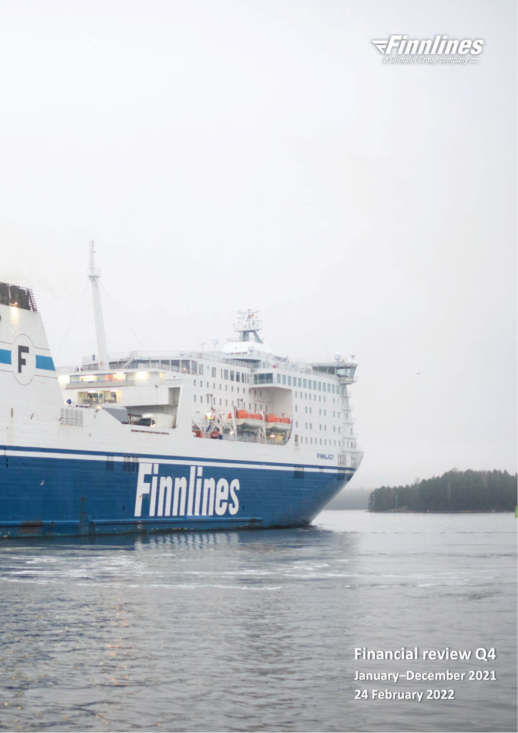Finnlines
a Grimaldi Group company

# Financial review Q4

**January–December 2021**

**24 February 2022**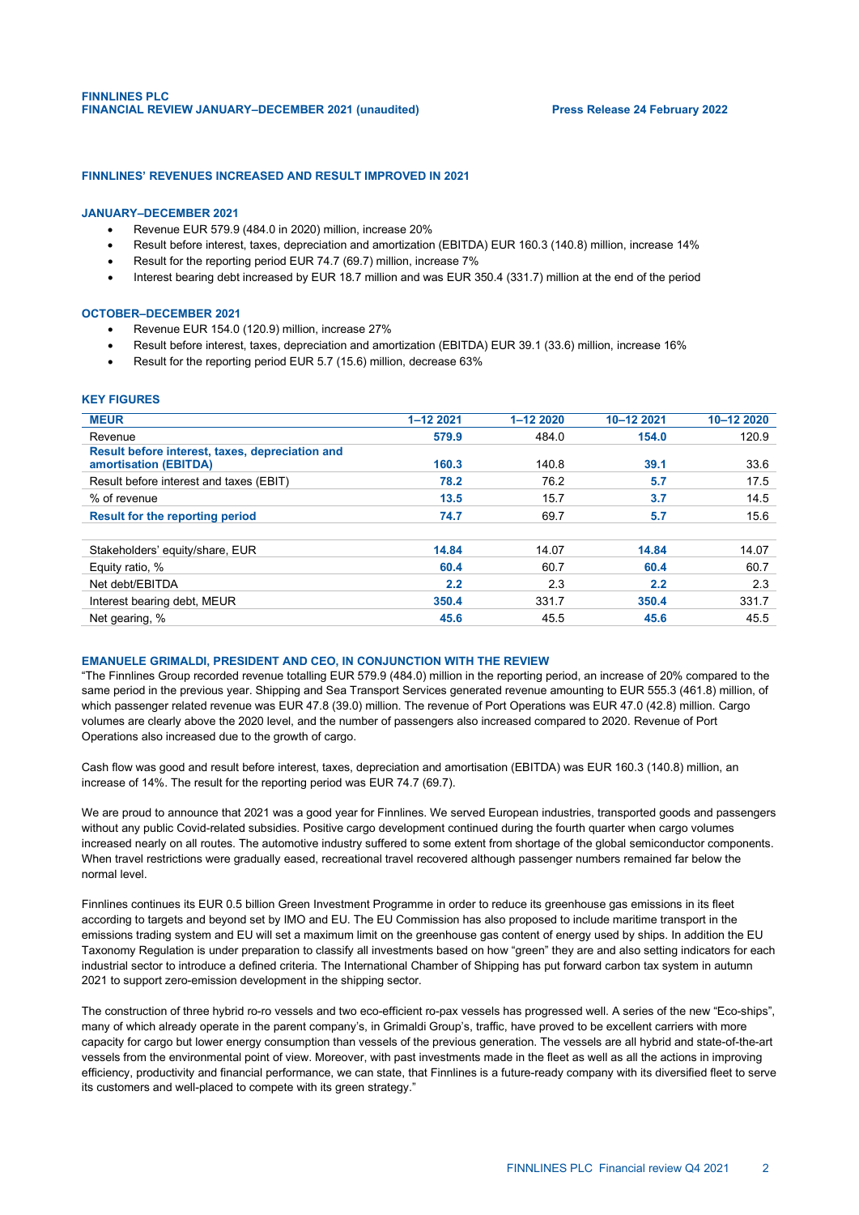**FINNLINES PLC**
**FINANCIAL REVIEW JANUARY–DECEMBER 2021 (unaudited)** **Press Release 24 February 2022**

## FINNLINES' REVENUES INCREASED AND RESULT IMPROVED IN 2021

### JANUARY–DECEMBER 2021

- Revenue EUR 579.9 (484.0 in 2020) million, increase 20%
- Result before interest, taxes, depreciation and amortization (EBITDA) EUR 160.3 (140.8) million, increase 14%
- Result for the reporting period EUR 74.7 (69.7) million, increase 7%
- Interest bearing debt increased by EUR 18.7 million and was EUR 350.4 (331.7) million at the end of the period

### OCTOBER–DECEMBER 2021

- Revenue EUR 154.0 (120.9) million, increase 27%
- Result before interest, taxes, depreciation and amortization (EBITDA) EUR 39.1 (33.6) million, increase 16%
- Result for the reporting period EUR 5.7 (15.6) million, decrease 63%

### KEY FIGURES

| MEUR | 1–12 2021 | 1–12 2020 | 10–12 2021 | 10–12 2020 |
|---|---|---|---|---|
| Revenue | **579.9** | 484.0 | **154.0** | 120.9 |
| **Result before interest, taxes, depreciation and amortization (EBITDA)** | **160.3** | 140.8 | **39.1** | 33.6 |
| Result before interest and taxes (EBIT) | **78.2** | 76.2 | **5.7** | 17.5 |
| % of revenue | **13.5** | 15.7 | **3.7** | 14.5 |
| **Result for the reporting period** | **74.7** | 69.7 | **5.7** | 15.6 |
| | | | | |
| Stakeholders' equity/share, EUR | **14.84** | 14.07 | **14.84** | 14.07 |
| Equity ratio, % | **60.4** | 60.7 | **60.4** | 60.7 |
| Net debt/EBITDA | **2.2** | 2.3 | **2.2** | 2.3 |
| Interest bearing debt, MEUR | **350.4** | 331.7 | **350.4** | 331.7 |
| Net gearing, % | **45.6** | 45.5 | **45.6** | 45.5 |

### EMANUELE GRIMALDI, PRESIDENT AND CEO, IN CONJUNCTION WITH THE REVIEW

"The Finnlines Group recorded revenue totalling EUR 579.9 (484.0) million in the reporting period, an increase of 20% compared to the same period in the previous year. Shipping and Sea Transport Services generated revenue amounting to EUR 555.3 (461.8) million, of which passenger related revenue was EUR 47.8 (39.0) million. The revenue of Port Operations was EUR 47.0 (42.8) million. Cargo volumes are clearly above the 2020 level, and the number of passengers also increased compared to 2020. Revenue of Port Operations also increased due to the growth of cargo.

Cash flow was good and result before interest, taxes, depreciation and amortisation (EBITDA) was EUR 160.3 (140.8) million, an increase of 14%. The result for the reporting period was EUR 74.7 (69.7).

We are proud to announce that 2021 was a good year for Finnlines. We served European industries, transported goods and passengers without any public Covid-related subsidies. Positive cargo development continued during the fourth quarter when cargo volumes increased nearly on all routes. The automotive industry suffered to some extent from shortage of the global semiconductor components. When travel restrictions were gradually eased, recreational travel recovered although passenger numbers remained far below the normal level.

Finnlines continues its EUR 0.5 billion Green Investment Programme in order to reduce its greenhouse gas emissions in its fleet according to targets and beyond set by IMO and EU. The EU Commission has also proposed to include maritime transport in the emissions trading system and EU will set a maximum limit on the greenhouse gas content of energy used by ships. In addition the EU Taxonomy Regulation is under preparation to classify all investments based on how "green" they are and also setting indicators for each industrial sector to introduce a defined criteria. The International Chamber of Shipping has put forward carbon tax system in autumn 2021 to support zero-emission development in the shipping sector.

The construction of three hybrid ro-ro vessels and two eco-efficient ro-pax vessels has progressed well. A series of the new "Eco-ships", many of which already operate in the parent company's, in Grimaldi Group's, traffic, have proved to be excellent carriers with more capacity for cargo but lower energy consumption than vessels of the previous generation. The vessels are all hybrid and state-of-the-art vessels from the environmental point of view. Moreover, with past investments made in the fleet as well as all the actions in improving efficiency, productivity and financial performance, we can state, that Finnlines is a future-ready company with its diversified fleet to serve its customers and well-placed to compete with its green strategy."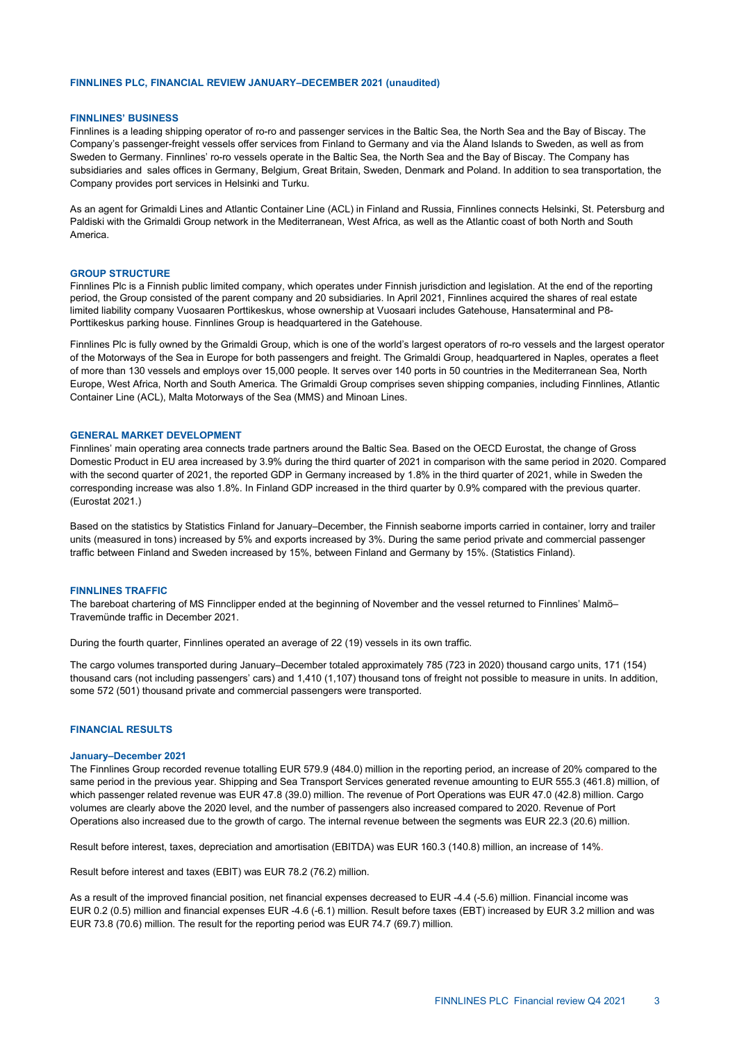**FINNLINES PLC, FINANCIAL REVIEW JANUARY–DECEMBER 2021 (unaudited)**

## FINNLINES' BUSINESS

Finnlines is a leading shipping operator of ro-ro and passenger services in the Baltic Sea, the North Sea and the Bay of Biscay. The Company's passenger-freight vessels offer services from Finland to Germany and via the Åland Islands to Sweden, as well as from Sweden to Germany. Finnlines' ro-ro vessels operate in the Baltic Sea, the North Sea and the Bay of Biscay. The Company has subsidiaries and sales offices in Germany, Belgium, Great Britain, Sweden, Denmark and Poland. In addition to sea transportation, the Company provides port services in Helsinki and Turku.

As an agent for Grimaldi Lines and Atlantic Container Line (ACL) in Finland and Russia, Finnlines connects Helsinki, St. Petersburg and Paldiski with the Grimaldi Group network in the Mediterranean, West Africa, as well as the Atlantic coast of both North and South America.

## GROUP STRUCTURE

Finnlines Plc is a Finnish public limited company, which operates under Finnish jurisdiction and legislation. At the end of the reporting period, the Group consisted of the parent company and 20 subsidiaries. In April 2021, Finnlines acquired the shares of real estate limited liability company Vuosaaren Porttikeskus, whose ownership at Vuosaari includes Gatehouse, Hansaterminal and P8-Porttikeskus parking house. Finnlines Group is headquartered in the Gatehouse.

Finnlines Plc is fully owned by the Grimaldi Group, which is one of the world's largest operators of ro-ro vessels and the largest operator of the Motorways of the Sea in Europe for both passengers and freight. The Grimaldi Group, headquartered in Naples, operates a fleet of more than 130 vessels and employs over 15,000 people. It serves over 140 ports in 50 countries in the Mediterranean Sea, North Europe, West Africa, North and South America. The Grimaldi Group comprises seven shipping companies, including Finnlines, Atlantic Container Line (ACL), Malta Motorways of the Sea (MMS) and Minoan Lines.

## GENERAL MARKET DEVELOPMENT

Finnlines' main operating area connects trade partners around the Baltic Sea. Based on the OECD Eurostat, the change of Gross Domestic Product in EU area increased by 3.9% during the third quarter of 2021 in comparison with the same period in 2020. Compared with the second quarter of 2021, the reported GDP in Germany increased by 1.8% in the third quarter of 2021, while in Sweden the corresponding increase was also 1.8%. In Finland GDP increased in the third quarter by 0.9% compared with the previous quarter. (Eurostat 2021.)

Based on the statistics by Statistics Finland for January–December, the Finnish seaborne imports carried in container, lorry and trailer units (measured in tons) increased by 5% and exports increased by 3%. During the same period private and commercial passenger traffic between Finland and Sweden increased by 15%, between Finland and Germany by 15%. (Statistics Finland).

## FINNLINES TRAFFIC

The bareboat chartering of MS Finnclipper ended at the beginning of November and the vessel returned to Finnlines' Malmö–Travemünde traffic in December 2021.

During the fourth quarter, Finnlines operated an average of 22 (19) vessels in its own traffic.

The cargo volumes transported during January–December totaled approximately 785 (723 in 2020) thousand cargo units, 171 (154) thousand cars (not including passengers' cars) and 1,410 (1,107) thousand tons of freight not possible to measure in units. In addition, some 572 (501) thousand private and commercial passengers were transported.

## FINANCIAL RESULTS

### January–December 2021

The Finnlines Group recorded revenue totalling EUR 579.9 (484.0) million in the reporting period, an increase of 20% compared to the same period in the previous year. Shipping and Sea Transport Services generated revenue amounting to EUR 555.3 (461.8) million, of which passenger related revenue was EUR 47.8 (39.0) million. The revenue of Port Operations was EUR 47.0 (42.8) million. Cargo volumes are clearly above the 2020 level, and the number of passengers also increased compared to 2020. Revenue of Port Operations also increased due to the growth of cargo. The internal revenue between the segments was EUR 22.3 (20.6) million.

Result before interest, taxes, depreciation and amortisation (EBITDA) was EUR 160.3 (140.8) million, an increase of 14%.

Result before interest and taxes (EBIT) was EUR 78.2 (76.2) million.

As a result of the improved financial position, net financial expenses decreased to EUR -4.4 (-5.6) million. Financial income was EUR 0.2 (0.5) million and financial expenses EUR -4.6 (-6.1) million. Result before taxes (EBT) increased by EUR 3.2 million and was EUR 73.8 (70.6) million. The result for the reporting period was EUR 74.7 (69.7) million.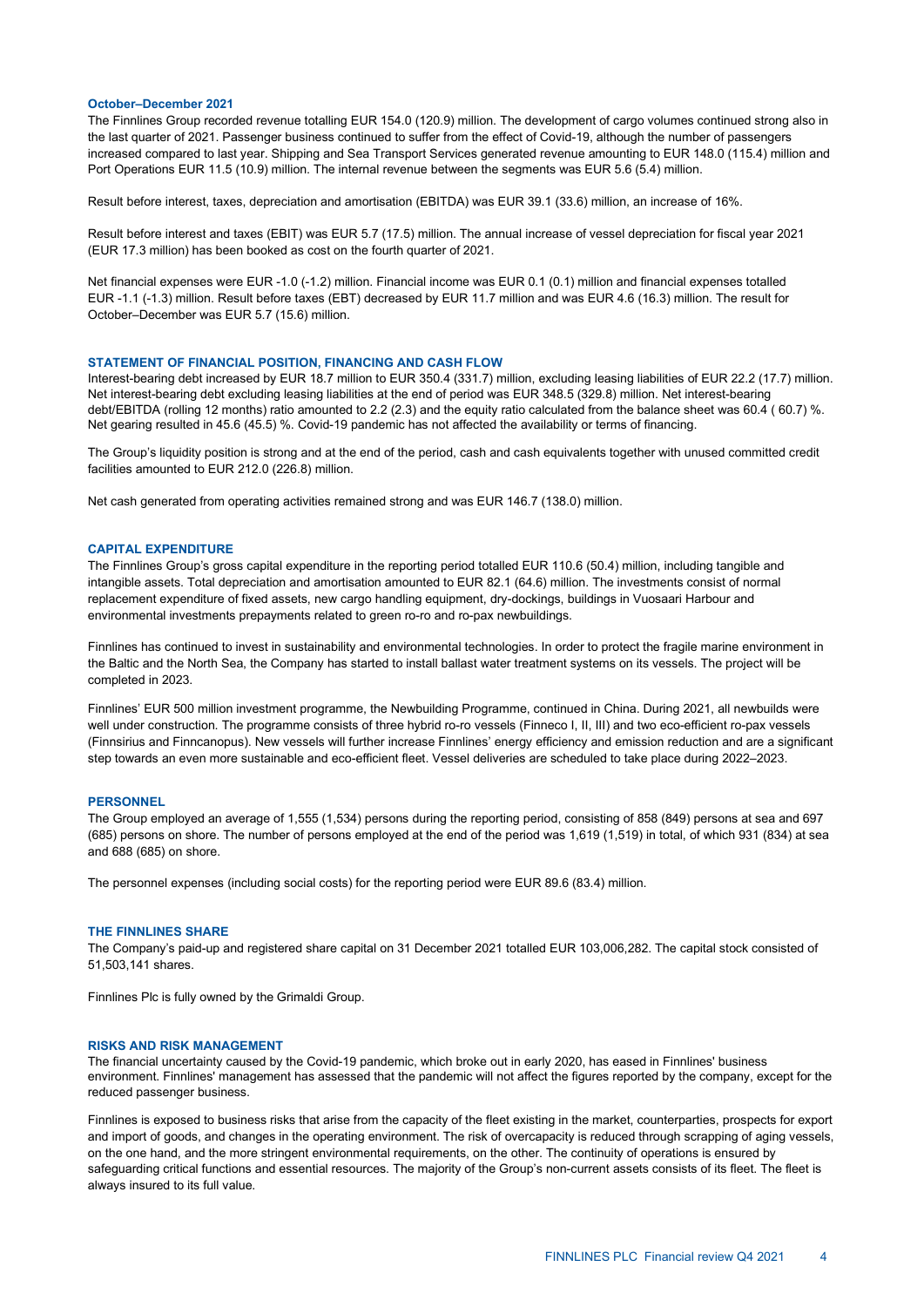### October–December 2021

The Finnlines Group recorded revenue totalling EUR 154.0 (120.9) million. The development of cargo volumes continued strong also in the last quarter of 2021. Passenger business continued to suffer from the effect of Covid-19, although the number of passengers increased compared to last year. Shipping and Sea Transport Services generated revenue amounting to EUR 148.0 (115.4) million and Port Operations EUR 11.5 (10.9) million. The internal revenue between the segments was EUR 5.6 (5.4) million.

Result before interest, taxes, depreciation and amortisation (EBITDA) was EUR 39.1 (33.6) million, an increase of 16%.

Result before interest and taxes (EBIT) was EUR 5.7 (17.5) million. The annual increase of vessel depreciation for fiscal year 2021 (EUR 17.3 million) has been booked as cost on the fourth quarter of 2021.

Net financial expenses were EUR -1.0 (-1.2) million. Financial income was EUR 0.1 (0.1) million and financial expenses totalled EUR -1.1 (-1.3) million. Result before taxes (EBT) decreased by EUR 11.7 million and was EUR 4.6 (16.3) million. The result for October–December was EUR 5.7 (15.6) million.

## STATEMENT OF FINANCIAL POSITION, FINANCING AND CASH FLOW

Interest-bearing debt increased by EUR 18.7 million to EUR 350.4 (331.7) million, excluding leasing liabilities of EUR 22.2 (17.7) million. Net interest-bearing debt excluding leasing liabilities at the end of period was EUR 348.5 (329.8) million. Net interest-bearing debt/EBITDA (rolling 12 months) ratio amounted to 2.2 (2.3) and the equity ratio calculated from the balance sheet was 60.4 ( 60.7) %. Net gearing resulted in 45.6 (45.5) %. Covid-19 pandemic has not affected the availability or terms of financing.

The Group's liquidity position is strong and at the end of the period, cash and cash equivalents together with unused committed credit facilities amounted to EUR 212.0 (226.8) million.

Net cash generated from operating activities remained strong and was EUR 146.7 (138.0) million.

## CAPITAL EXPENDITURE

The Finnlines Group's gross capital expenditure in the reporting period totalled EUR 110.6 (50.4) million, including tangible and intangible assets. Total depreciation and amortisation amounted to EUR 82.1 (64.6) million. The investments consist of normal replacement expenditure of fixed assets, new cargo handling equipment, dry-dockings, buildings in Vuosaari Harbour and environmental investments prepayments related to green ro-ro and ro-pax newbuildings.

Finnlines has continued to invest in sustainability and environmental technologies. In order to protect the fragile marine environment in the Baltic and the North Sea, the Company has started to install ballast water treatment systems on its vessels. The project will be completed in 2023.

Finnlines' EUR 500 million investment programme, the Newbuilding Programme, continued in China. During 2021, all newbuilds were well under construction. The programme consists of three hybrid ro-ro vessels (Finneco I, II, III) and two eco-efficient ro-pax vessels (Finnsirius and Finncanopus). New vessels will further increase Finnlines' energy efficiency and emission reduction and are a significant step towards an even more sustainable and eco-efficient fleet. Vessel deliveries are scheduled to take place during 2022–2023.

## PERSONNEL

The Group employed an average of 1,555 (1,534) persons during the reporting period, consisting of 858 (849) persons at sea and 697 (685) persons on shore. The number of persons employed at the end of the period was 1,619 (1,519) in total, of which 931 (834) at sea and 688 (685) on shore.

The personnel expenses (including social costs) for the reporting period were EUR 89.6 (83.4) million.

## THE FINNLINES SHARE

The Company's paid-up and registered share capital on 31 December 2021 totalled EUR 103,006,282. The capital stock consisted of 51,503,141 shares.

Finnlines Plc is fully owned by the Grimaldi Group.

## RISKS AND RISK MANAGEMENT

The financial uncertainty caused by the Covid-19 pandemic, which broke out in early 2020, has eased in Finnlines' business environment. Finnlines' management has assessed that the pandemic will not affect the figures reported by the company, except for the reduced passenger business.

Finnlines is exposed to business risks that arise from the capacity of the fleet existing in the market, counterparties, prospects for export and import of goods, and changes in the operating environment. The risk of overcapacity is reduced through scrapping of aging vessels, on the one hand, and the more stringent environmental requirements, on the other. The continuity of operations is ensured by safeguarding critical functions and essential resources. The majority of the Group's non-current assets consists of its fleet. The fleet is always insured to its full value.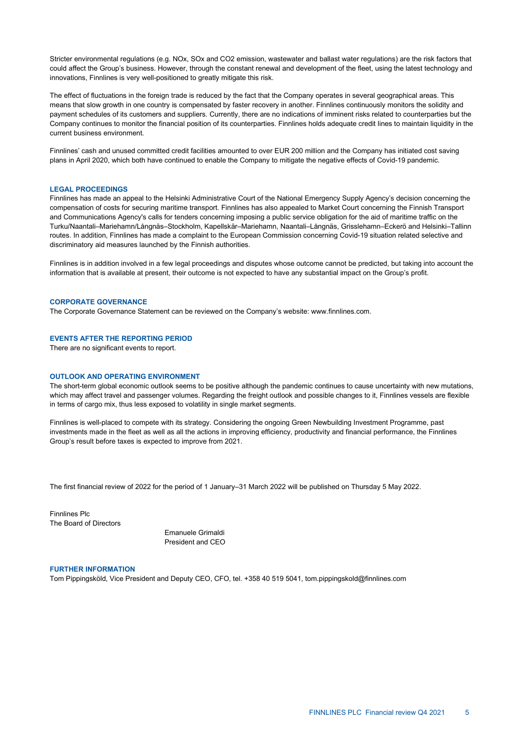Stricter environmental regulations (e.g. NOx, SOx and CO2 emission, wastewater and ballast water regulations) are the risk factors that could affect the Group's business. However, through the constant renewal and development of the fleet, using the latest technology and innovations, Finnlines is very well-positioned to greatly mitigate this risk.

The effect of fluctuations in the foreign trade is reduced by the fact that the Company operates in several geographical areas. This means that slow growth in one country is compensated by faster recovery in another. Finnlines continuously monitors the solidity and payment schedules of its customers and suppliers. Currently, there are no indications of imminent risks related to counterparties but the Company continues to monitor the financial position of its counterparties. Finnlines holds adequate credit lines to maintain liquidity in the current business environment.

Finnlines' cash and unused committed credit facilities amounted to over EUR 200 million and the Company has initiated cost saving plans in April 2020, which both have continued to enable the Company to mitigate the negative effects of Covid-19 pandemic.

## LEGAL PROCEEDINGS

Finnlines has made an appeal to the Helsinki Administrative Court of the National Emergency Supply Agency's decision concerning the compensation of costs for securing maritime transport. Finnlines has also appealed to Market Court concerning the Finnish Transport and Communications Agency's calls for tenders concerning imposing a public service obligation for the aid of maritime traffic on the Turku/Naantali–Mariehamn/Långnäs–Stockholm, Kapellskär–Mariehamn, Naantali–Långnäs, Grisslehamn–Eckerö and Helsinki–Tallinn routes. In addition, Finnlines has made a complaint to the European Commission concerning Covid-19 situation related selective and discriminatory aid measures launched by the Finnish authorities.

Finnlines is in addition involved in a few legal proceedings and disputes whose outcome cannot be predicted, but taking into account the information that is available at present, their outcome is not expected to have any substantial impact on the Group's profit.

## CORPORATE GOVERNANCE

The Corporate Governance Statement can be reviewed on the Company's website: www.finnlines.com.

## EVENTS AFTER THE REPORTING PERIOD

There are no significant events to report.

## OUTLOOK AND OPERATING ENVIRONMENT

The short-term global economic outlook seems to be positive although the pandemic continues to cause uncertainty with new mutations, which may affect travel and passenger volumes. Regarding the freight outlook and possible changes to it, Finnlines vessels are flexible in terms of cargo mix, thus less exposed to volatility in single market segments.

Finnlines is well-placed to compete with its strategy. Considering the ongoing Green Newbuilding Investment Programme, past investments made in the fleet as well as all the actions in improving efficiency, productivity and financial performance, the Finnlines Group's result before taxes is expected to improve from 2021.

The first financial review of 2022 for the period of 1 January–31 March 2022 will be published on Thursday 5 May 2022.

Finnlines Plc
The Board of Directors

Emanuele Grimaldi
President and CEO

## FURTHER INFORMATION

Tom Pippingsköld, Vice President and Deputy CEO, CFO, tel. +358 40 519 5041, tom.pippingskold@finnlines.com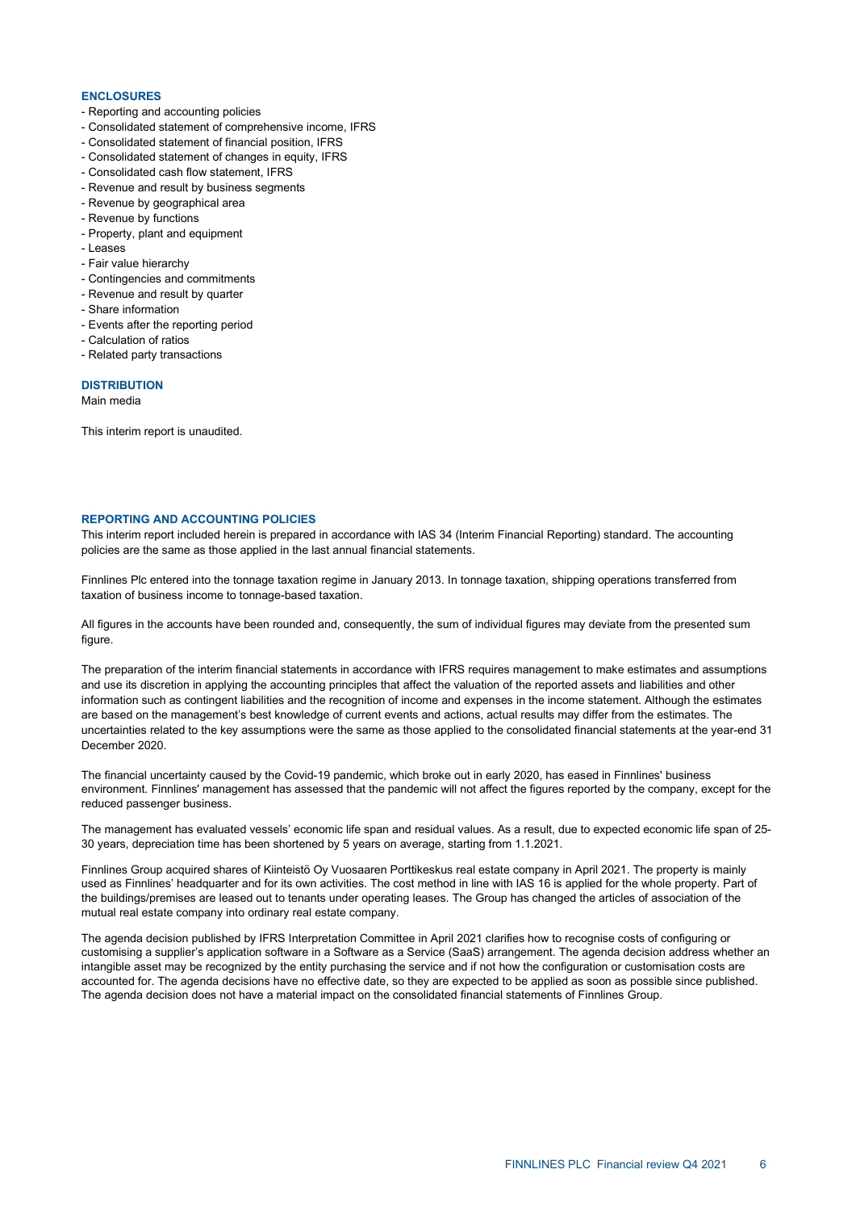## ENCLOSURES

- Reporting and accounting policies
- Consolidated statement of comprehensive income, IFRS
- Consolidated statement of financial position, IFRS
- Consolidated statement of changes in equity, IFRS
- Consolidated cash flow statement, IFRS
- Revenue and result by business segments
- Revenue by geographical area
- Revenue by functions
- Property, plant and equipment
- Leases
- Fair value hierarchy
- Contingencies and commitments
- Revenue and result by quarter
- Share information
- Events after the reporting period
- Calculation of ratios
- Related party transactions

## DISTRIBUTION

Main media

This interim report is unaudited.

## REPORTING AND ACCOUNTING POLICIES

This interim report included herein is prepared in accordance with IAS 34 (Interim Financial Reporting) standard. The accounting policies are the same as those applied in the last annual financial statements.

Finnlines Plc entered into the tonnage taxation regime in January 2013. In tonnage taxation, shipping operations transferred from taxation of business income to tonnage-based taxation.

All figures in the accounts have been rounded and, consequently, the sum of individual figures may deviate from the presented sum figure.

The preparation of the interim financial statements in accordance with IFRS requires management to make estimates and assumptions and use its discretion in applying the accounting principles that affect the valuation of the reported assets and liabilities and other information such as contingent liabilities and the recognition of income and expenses in the income statement. Although the estimates are based on the management's best knowledge of current events and actions, actual results may differ from the estimates. The uncertainties related to the key assumptions were the same as those applied to the consolidated financial statements at the year-end 31 December 2020.

The financial uncertainty caused by the Covid-19 pandemic, which broke out in early 2020, has eased in Finnlines' business environment. Finnlines' management has assessed that the pandemic will not affect the figures reported by the company, except for the reduced passenger business.

The management has evaluated vessels' economic life span and residual values. As a result, due to expected economic life span of 25-30 years, depreciation time has been shortened by 5 years on average, starting from 1.1.2021.

Finnlines Group acquired shares of Kiinteistö Oy Vuosaaren Porttikeskus real estate company in April 2021. The property is mainly used as Finnlines' headquarter and for its own activities. The cost method in line with IAS 16 is applied for the whole property. Part of the buildings/premises are leased out to tenants under operating leases. The Group has changed the articles of association of the mutual real estate company into ordinary real estate company.

The agenda decision published by IFRS Interpretation Committee in April 2021 clarifies how to recognise costs of configuring or customising a supplier's application software in a Software as a Service (SaaS) arrangement. The agenda decision address whether an intangible asset may be recognized by the entity purchasing the service and if not how the configuration or customisation costs are accounted for. The agenda decisions have no effective date, so they are expected to be applied as soon as possible since published. The agenda decision does not have a material impact on the consolidated financial statements of Finnlines Group.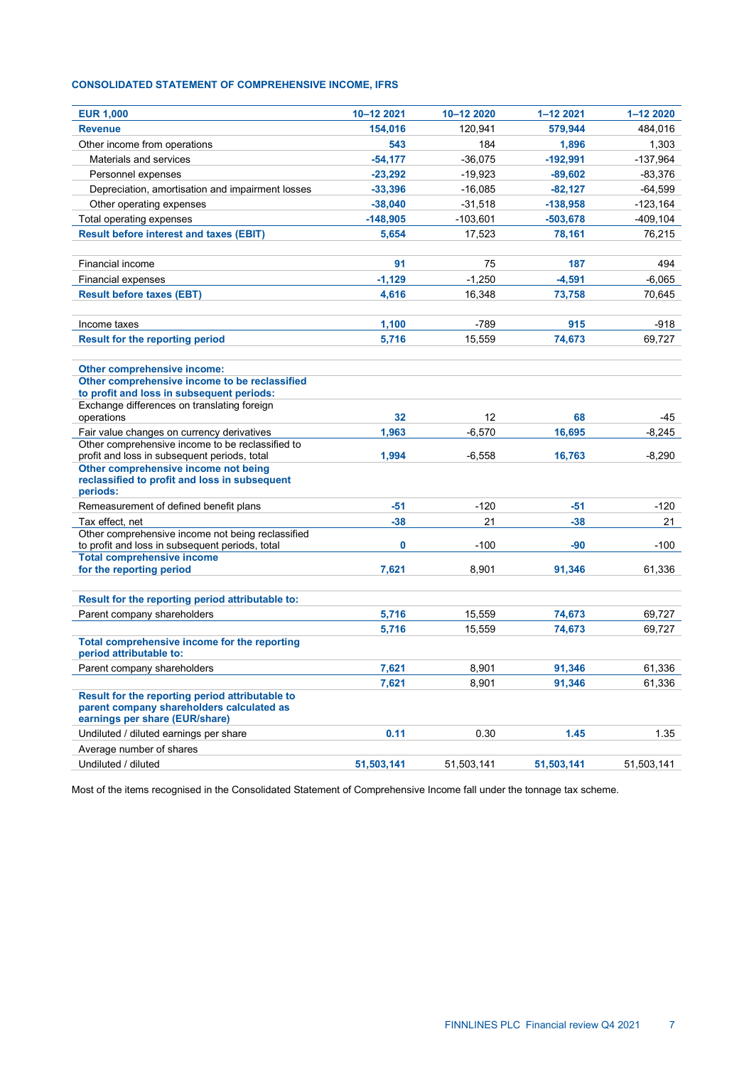### CONSOLIDATED STATEMENT OF COMPREHENSIVE INCOME, IFRS

| EUR 1,000 | 10–12 2021 | 10–12 2020 | 1–12 2021 | 1–12 2020 |
|---|---|---|---|---|
| **Revenue** | **154,016** | 120,941 | **579,944** | 484,016 |
| Other income from operations | **543** | 184 | **1,896** | 1,303 |
| Materials and services | **-54,177** | -36,075 | **-192,991** | -137,964 |
| Personnel expenses | **-23,292** | -19,923 | **-89,602** | -83,376 |
| Depreciation, amortisation and impairment losses | **-33,396** | -16,085 | **-82,127** | -64,599 |
| Other operating expenses | **-38,040** | -31,518 | **-138,958** | -123,164 |
| Total operating expenses | **-148,905** | -103,601 | **-503,678** | -409,104 |
| **Result before interest and taxes (EBIT)** | **5,654** | 17,523 | **78,161** | 76,215 |
| | | | | |
| Financial income | **91** | 75 | **187** | 494 |
| Financial expenses | **-1,129** | -1,250 | **-4,591** | -6,065 |
| **Result before taxes (EBT)** | **4,616** | 16,348 | **73,758** | 70,645 |
| | | | | |
| Income taxes | **1,100** | -789 | **915** | -918 |
| **Result for the reporting period** | **5,716** | 15,559 | **74,673** | 69,727 |
| | | | | |
| **Other comprehensive income:** | | | | |
| **Other comprehensive income to be reclassified to profit and loss in subsequent periods:** | | | | |
| Exchange differences on translating foreign operations | **32** | 12 | **68** | -45 |
| Fair value changes on currency derivatives | **1,963** | -6,570 | **16,695** | -8,245 |
| Other comprehensive income to be reclassified to profit and loss in subsequent periods, total | **1,994** | -6,558 | **16,763** | -8,290 |
| **Other comprehensive income not being reclassified to profit and loss in subsequent periods:** | | | | |
| Remeasurement of defined benefit plans | **-51** | -120 | **-51** | -120 |
| Tax effect, net | **-38** | 21 | **-38** | 21 |
| Other comprehensive income not being reclassified to profit and loss in subsequent periods, total | **0** | -100 | **-90** | -100 |
| **Total comprehensive income for the reporting period** | **7,621** | 8,901 | **91,346** | 61,336 |
| | | | | |
| **Result for the reporting period attributable to:** | | | | |
| Parent company shareholders | **5,716** | 15,559 | **74,673** | 69,727 |
| | **5,716** | 15,559 | **74,673** | 69,727 |
| **Total comprehensive income for the reporting period attributable to:** | | | | |
| Parent company shareholders | **7,621** | 8,901 | **91,346** | 61,336 |
| | **7,621** | 8,901 | **91,346** | 61,336 |
| **Result for the reporting period attributable to parent company shareholders calculated as earnings per share (EUR/share)** | | | | |
| Undiluted / diluted earnings per share | **0.11** | 0.30 | **1.45** | 1.35 |
| Average number of shares | | | | |
| Undiluted / diluted | **51,503,141** | 51,503,141 | **51,503,141** | 51,503,141 |

Most of the items recognised in the Consolidated Statement of Comprehensive Income fall under the tonnage tax scheme.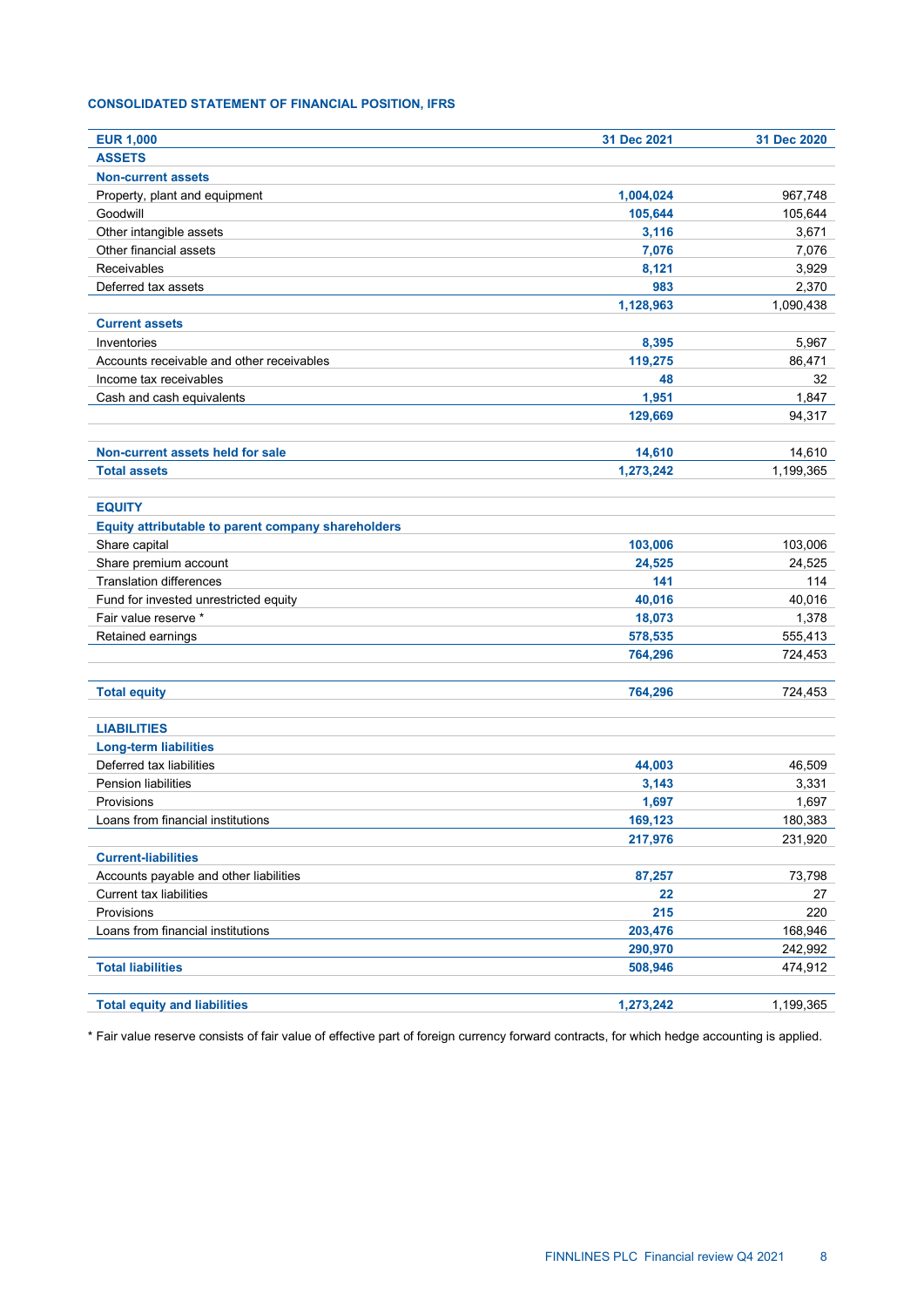**CONSOLIDATED STATEMENT OF FINANCIAL POSITION, IFRS**

| EUR 1,000 | 31 Dec 2021 | 31 Dec 2020 |
|---|---|---|
| **ASSETS** | | |
| **Non-current assets** | | |
| Property, plant and equipment | **1,004,024** | 967,748 |
| Goodwill | **105,644** | 105,644 |
| Other intangible assets | **3,116** | 3,671 |
| Other financial assets | **7,076** | 7,076 |
| Receivables | **8,121** | 3,929 |
| Deferred tax assets | **983** | 2,370 |
| | **1,128,963** | 1,090,438 |
| **Current assets** | | |
| Inventories | **8,395** | 5,967 |
| Accounts receivable and other receivables | **119,275** | 86,471 |
| Income tax receivables | **48** | 32 |
| Cash and cash equivalents | **1,951** | 1,847 |
| | **129,669** | 94,317 |
| | | |
| **Non-current assets held for sale** | **14,610** | 14,610 |
| **Total assets** | **1,273,242** | 1,199,365 |
| | | |
| **EQUITY** | | |
| **Equity attributable to parent company shareholders** | | |
| Share capital | **103,006** | 103,006 |
| Share premium account | **24,525** | 24,525 |
| Translation differences | **141** | 114 |
| Fund for invested unrestricted equity | **40,016** | 40,016 |
| Fair value reserve * | **18,073** | 1,378 |
| Retained earnings | **578,535** | 555,413 |
| | **764,296** | 724,453 |
| | | |
| **Total equity** | **764,296** | 724,453 |
| | | |
| **LIABILITIES** | | |
| **Long-term liabilities** | | |
| Deferred tax liabilities | **44,003** | 46,509 |
| Pension liabilities | **3,143** | 3,331 |
| Provisions | **1,697** | 1,697 |
| Loans from financial institutions | **169,123** | 180,383 |
| | **217,976** | 231,920 |
| **Current-liabilities** | | |
| Accounts payable and other liabilities | **87,257** | 73,798 |
| Current tax liabilities | **22** | 27 |
| Provisions | **215** | 220 |
| Loans from financial institutions | **203,476** | 168,946 |
| | **290,970** | 242,992 |
| **Total liabilities** | **508,946** | 474,912 |
| | | |
| **Total equity and liabilities** | **1,273,242** | 1,199,365 |

* Fair value reserve consists of fair value of effective part of foreign currency forward contracts, for which hedge accounting is applied.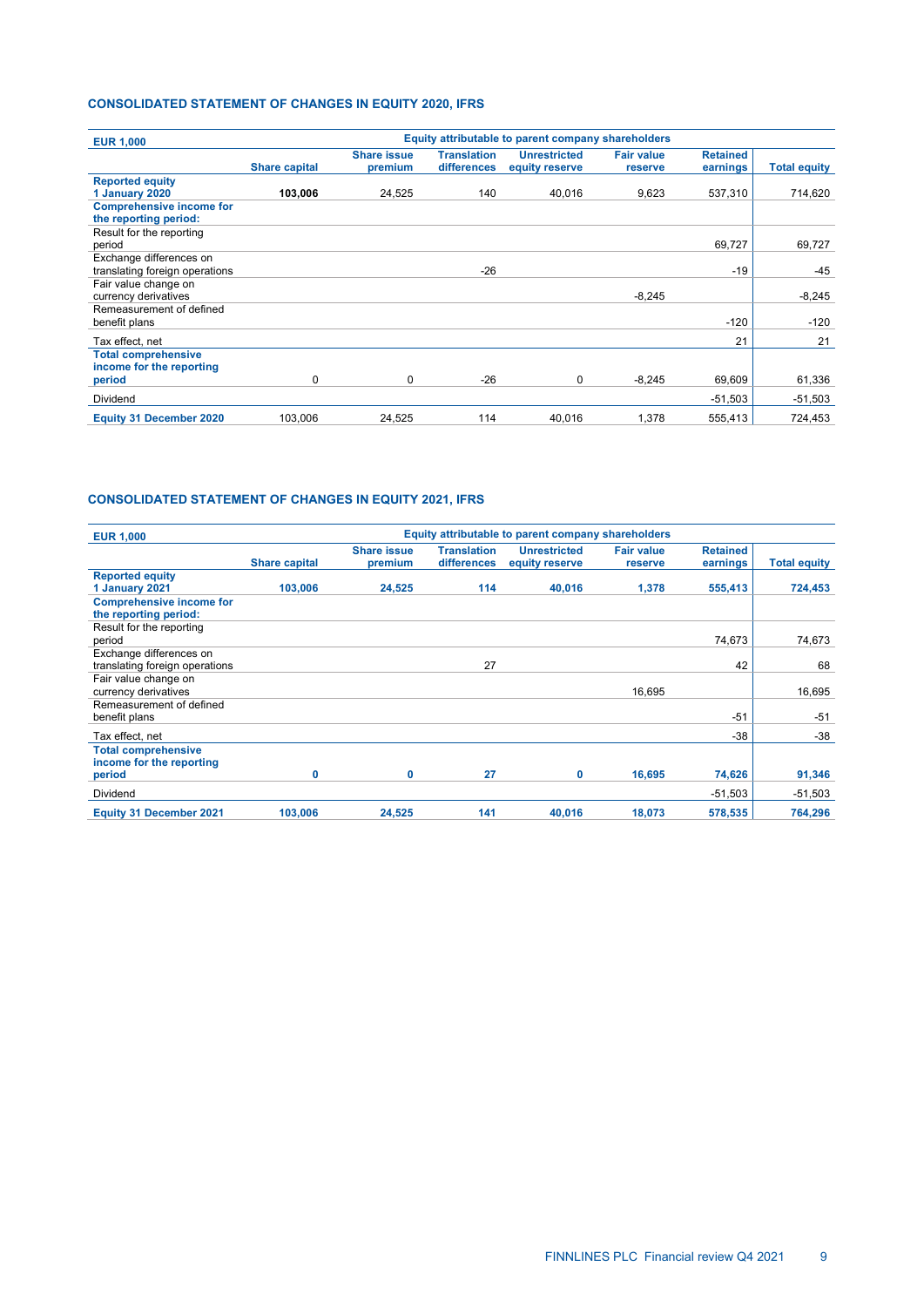## CONSOLIDATED STATEMENT OF CHANGES IN EQUITY 2020, IFRS

| EUR 1,000 | Equity attributable to parent company shareholders | | | | | | |
|---|---|---|---|---|---|---|---|
| | Share capital | Share issue premium | Translation differences | Unrestricted equity reserve | Fair value reserve | Retained earnings | Total equity |
| **Reported equity 1 January 2020** | **103,006** | 24,525 | 140 | 40,016 | 9,623 | 537,310 | 714,620 |
| **Comprehensive income for the reporting period:** | | | | | | | |
| Result for the reporting period | | | | | | 69,727 | 69,727 |
| Exchange differences on translating foreign operations | | | -26 | | | -19 | -45 |
| Fair value change on currency derivatives | | | | | -8,245 | | -8,245 |
| Remeasurement of defined benefit plans | | | | | | -120 | -120 |
| Tax effect, net | | | | | | 21 | 21 |
| **Total comprehensive income for the reporting period** | 0 | 0 | -26 | 0 | -8,245 | 69,609 | 61,336 |
| Dividend | | | | | | -51,503 | -51,503 |
| **Equity 31 December 2020** | 103,006 | 24,525 | 114 | 40,016 | 1,378 | 555,413 | 724,453 |

## CONSOLIDATED STATEMENT OF CHANGES IN EQUITY 2021, IFRS

| EUR 1,000 | Equity attributable to parent company shareholders | | | | | | |
|---|---|---|---|---|---|---|---|
| | Share capital | Share issue premium | Translation differences | Unrestricted equity reserve | Fair value reserve | Retained earnings | Total equity |
| **Reported equity 1 January 2021** | **103,006** | **24,525** | **114** | **40,016** | **1,378** | **555,413** | **724,453** |
| **Comprehensive income for the reporting period:** | | | | | | | |
| Result for the reporting period | | | | | | 74,673 | 74,673 |
| Exchange differences on translating foreign operations | | | 27 | | | 42 | 68 |
| Fair value change on currency derivatives | | | | | 16,695 | | 16,695 |
| Remeasurement of defined benefit plans | | | | | | -51 | -51 |
| Tax effect, net | | | | | | -38 | -38 |
| **Total comprehensive income for the reporting period** | **0** | **0** | **27** | **0** | **16,695** | **74,626** | **91,346** |
| Dividend | | | | | | -51,503 | -51,503 |
| **Equity 31 December 2021** | **103,006** | **24,525** | **141** | **40,016** | **18,073** | **578,535** | **764,296** |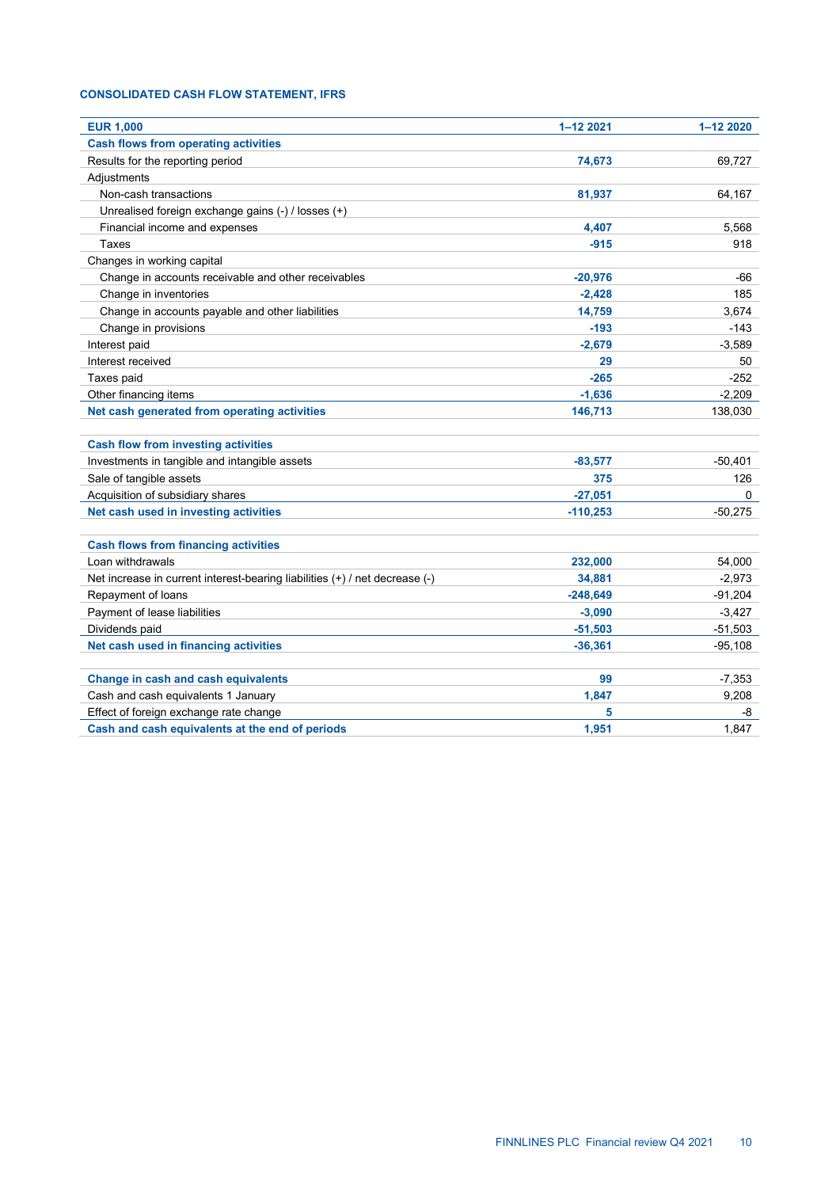### CONSOLIDATED CASH FLOW STATEMENT, IFRS

| EUR 1,000 | 1–12 2021 | 1–12 2020 |
|---|---|---|
| **Cash flows from operating activities** | | |
| Results for the reporting period | 74,673 | 69,727 |
| Adjustments | | |
| Non-cash transactions | 81,937 | 64,167 |
| Unrealised foreign exchange gains (-) / losses (+) | | |
| Financial income and expenses | 4,407 | 5,568 |
| Taxes | -915 | 918 |
| Changes in working capital | | |
| Change in accounts receivable and other receivables | -20,976 | -66 |
| Change in inventories | -2,428 | 185 |
| Change in accounts payable and other liabilities | 14,759 | 3,674 |
| Change in provisions | -193 | -143 |
| Interest paid | -2,679 | -3,589 |
| Interest received | 29 | 50 |
| Taxes paid | -265 | -252 |
| Other financing items | -1,636 | -2,209 |
| **Net cash generated from operating activities** | **146,713** | **138,030** |
| | | |
| **Cash flow from investing activities** | | |
| Investments in tangible and intangible assets | -83,577 | -50,401 |
| Sale of tangible assets | 375 | 126 |
| Acquisition of subsidiary shares | -27,051 | 0 |
| **Net cash used in investing activities** | **-110,253** | **-50,275** |
| | | |
| **Cash flows from financing activities** | | |
| Loan withdrawals | 232,000 | 54,000 |
| Net increase in current interest-bearing liabilities (+) / net decrease (-) | 34,881 | -2,973 |
| Repayment of loans | -248,649 | -91,204 |
| Payment of lease liabilities | -3,090 | -3,427 |
| Dividends paid | -51,503 | -51,503 |
| **Net cash used in financing activities** | **-36,361** | **-95,108** |
| | | |
| **Change in cash and cash equivalents** | **99** | **-7,353** |
| Cash and cash equivalents 1 January | 1,847 | 9,208 |
| Effect of foreign exchange rate change | 5 | -8 |
| **Cash and cash equivalents at the end of periods** | **1,951** | **1,847** |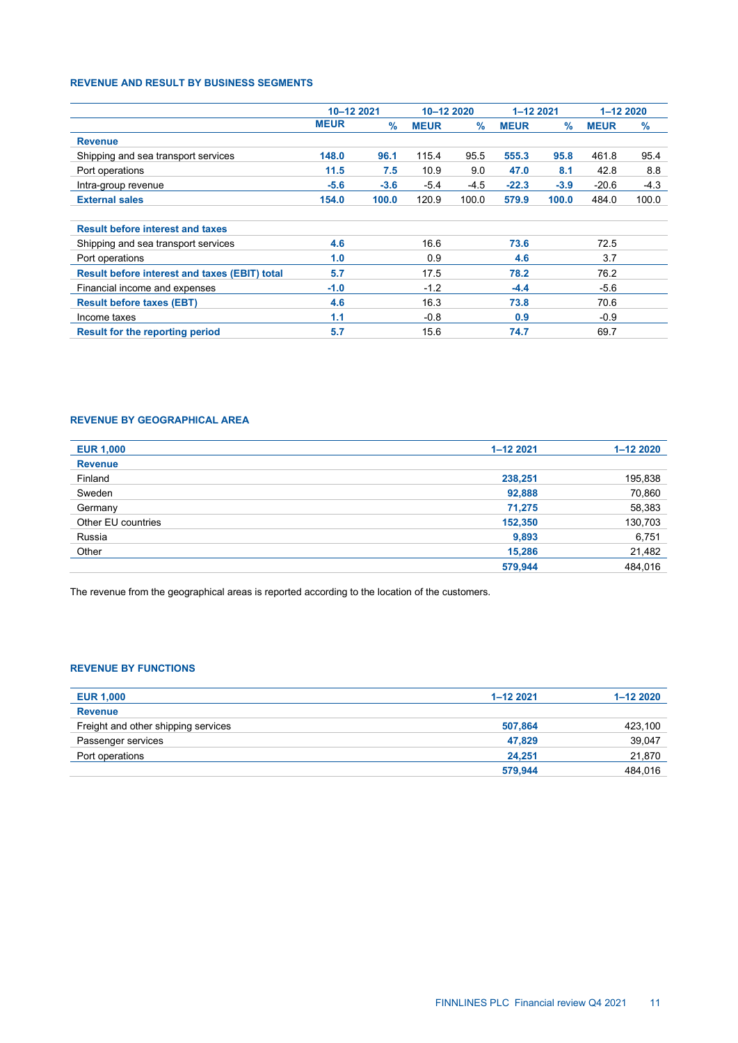## REVENUE AND RESULT BY BUSINESS SEGMENTS

| | 10–12 2021 | | 10–12 2020 | | 1–12 2021 | | 1–12 2020 | |
|---|---|---|---|---|---|---|---|---|
| | MEUR | % | MEUR | % | MEUR | % | MEUR | % |
| **Revenue** | | | | | | | | |
| Shipping and sea transport services | 148.0 | 96.1 | 115.4 | 95.5 | 555.3 | 95.8 | 461.8 | 95.4 |
| Port operations | 11.5 | 7.5 | 10.9 | 9.0 | 47.0 | 8.1 | 42.8 | 8.8 |
| Intra-group revenue | -5.6 | -3.6 | -5.4 | -4.5 | -22.3 | -3.9 | -20.6 | -4.3 |
| **External sales** | 154.0 | 100.0 | 120.9 | 100.0 | 579.9 | 100.0 | 484.0 | 100.0 |
| | | | | | | | | |
| **Result before interest and taxes** | | | | | | | | |
| Shipping and sea transport services | 4.6 | | 16.6 | | 73.6 | | 72.5 | |
| Port operations | 1.0 | | 0.9 | | 4.6 | | 3.7 | |
| **Result before interest and taxes (EBIT) total** | 5.7 | | 17.5 | | 78.2 | | 76.2 | |
| Financial income and expenses | -1.0 | | -1.2 | | -4.4 | | -5.6 | |
| **Result before taxes (EBT)** | 4.6 | | 16.3 | | 73.8 | | 70.6 | |
| Income taxes | 1.1 | | -0.8 | | 0.9 | | -0.9 | |
| **Result for the reporting period** | 5.7 | | 15.6 | | 74.7 | | 69.7 | |

## REVENUE BY GEOGRAPHICAL AREA

| EUR 1,000 | 1–12 2021 | 1–12 2020 |
|---|---|---|
| **Revenue** | | |
| Finland | 238,251 | 195,838 |
| Sweden | 92,888 | 70,860 |
| Germany | 71,275 | 58,383 |
| Other EU countries | 152,350 | 130,703 |
| Russia | 9,893 | 6,751 |
| Other | 15,286 | 21,482 |
| | 579,944 | 484,016 |

The revenue from the geographical areas is reported according to the location of the customers.

## REVENUE BY FUNCTIONS

| EUR 1,000 | 1–12 2021 | 1–12 2020 |
|---|---|---|
| **Revenue** | | |
| Freight and other shipping services | 507,864 | 423,100 |
| Passenger services | 47,829 | 39,047 |
| Port operations | 24,251 | 21,870 |
| | 579,944 | 484,016 |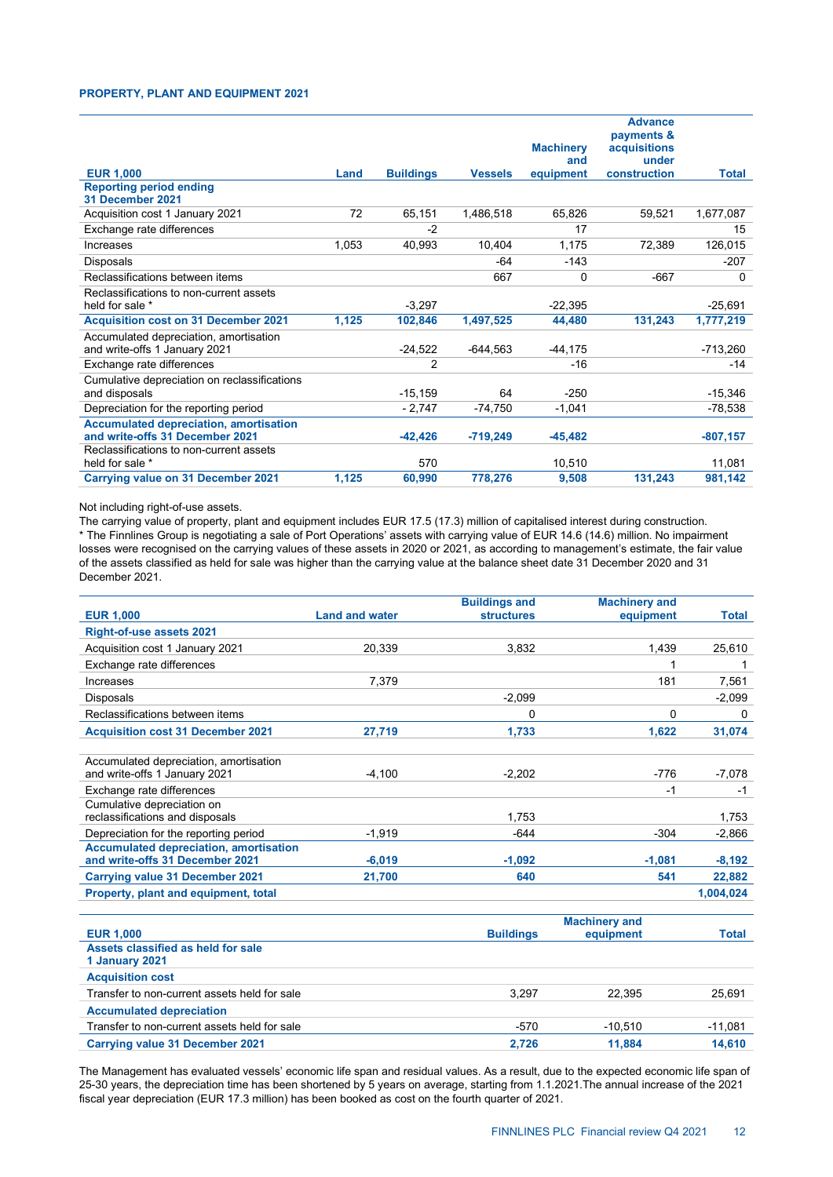### PROPERTY, PLANT AND EQUIPMENT 2021

| EUR 1,000 | Land | Buildings | Vessels | Machinery and equipment | Advance payments & acquisitions under construction | Total |
|---|---|---|---|---|---|---|
| **Reporting period ending 31 December 2021** | | | | | | |
| Acquisition cost 1 January 2021 | 72 | 65,151 | 1,486,518 | 65,826 | 59,521 | 1,677,087 |
| Exchange rate differences | | -2 | | 17 | | 15 |
| Increases | 1,053 | 40,993 | 10,404 | 1,175 | 72,389 | 126,015 |
| Disposals | | | -64 | -143 | | -207 |
| Reclassifications between items | | | 667 | 0 | -667 | 0 |
| Reclassifications to non-current assets held for sale * | | -3,297 | | -22,395 | | -25,691 |
| **Acquisition cost on 31 December 2021** | **1,125** | **102,846** | **1,497,525** | **44,480** | **131,243** | **1,777,219** |
| Accumulated depreciation, amortisation and write-offs 1 January 2021 | | -24,522 | -644,563 | -44,175 | | -713,260 |
| Exchange rate differences | | 2 | | -16 | | -14 |
| Cumulative depreciation on reclassifications and disposals | | -15,159 | 64 | -250 | | -15,346 |
| Depreciation for the reporting period | | - 2,747 | -74,750 | -1,041 | | -78,538 |
| **Accumulated depreciation, amortisation and write-offs 31 December 2021** | | **-42,426** | **-719,249** | **-45,482** | | **-807,157** |
| Reclassifications to non-current assets held for sale * | | 570 | | 10,510 | | 11,081 |
| **Carrying value on 31 December 2021** | **1,125** | **60,990** | **778,276** | **9,508** | **131,243** | **981,142** |

Not including right-of-use assets.
The carrying value of property, plant and equipment includes EUR 17.5 (17.3) million of capitalised interest during construction.
* The Finnlines Group is negotiating a sale of Port Operations' assets with carrying value of EUR 14.6 (14.6) million. No impairment losses were recognised on the carrying values of these assets in 2020 or 2021, as according to management's estimate, the fair value of the assets classified as held for sale was higher than the carrying value at the balance sheet date 31 December 2020 and 31 December 2021.

| EUR 1,000 | Land and water | Buildings and structures | Machinery and equipment | Total |
|---|---|---|---|---|
| **Right-of-use assets 2021** | | | | |
| Acquisition cost 1 January 2021 | 20,339 | 3,832 | 1,439 | 25,610 |
| Exchange rate differences | | | 1 | 1 |
| Increases | 7,379 | | 181 | 7,561 |
| Disposals | | -2,099 | | -2,099 |
| Reclassifications between items | | 0 | 0 | 0 |
| **Acquisition cost 31 December 2021** | **27,719** | **1,733** | **1,622** | **31,074** |
| Accumulated depreciation, amortisation and write-offs 1 January 2021 | -4,100 | -2,202 | -776 | -7,078 |
| Exchange rate differences | | | -1 | -1 |
| Cumulative depreciation on reclassifications and disposals | | 1,753 | | 1,753 |
| Depreciation for the reporting period | -1,919 | -644 | -304 | -2,866 |
| **Accumulated depreciation, amortisation and write-offs 31 December 2021** | **-6,019** | **-1,092** | **-1,081** | **-8,192** |
| **Carrying value 31 December 2021** | **21,700** | **640** | **541** | **22,882** |
| **Property, plant and equipment, total** | | | | **1,004,024** |

| EUR 1,000 | Buildings | Machinery and equipment | Total |
|---|---|---|---|
| **Assets classified as held for sale 1 January 2021** | | | |
| **Acquisition cost** | | | |
| Transfer to non-current assets held for sale | 3,297 | 22,395 | 25,691 |
| **Accumulated depreciation** | | | |
| Transfer to non-current assets held for sale | -570 | -10,510 | -11,081 |
| **Carrying value 31 December 2021** | **2,726** | **11,884** | **14,610** |

The Management has evaluated vessels' economic life span and residual values. As a result, due to the expected economic life span of 25-30 years, the depreciation time has been shortened by 5 years on average, starting from 1.1.2021.The annual increase of the 2021 fiscal year depreciation (EUR 17.3 million) has been booked as cost on the fourth quarter of 2021.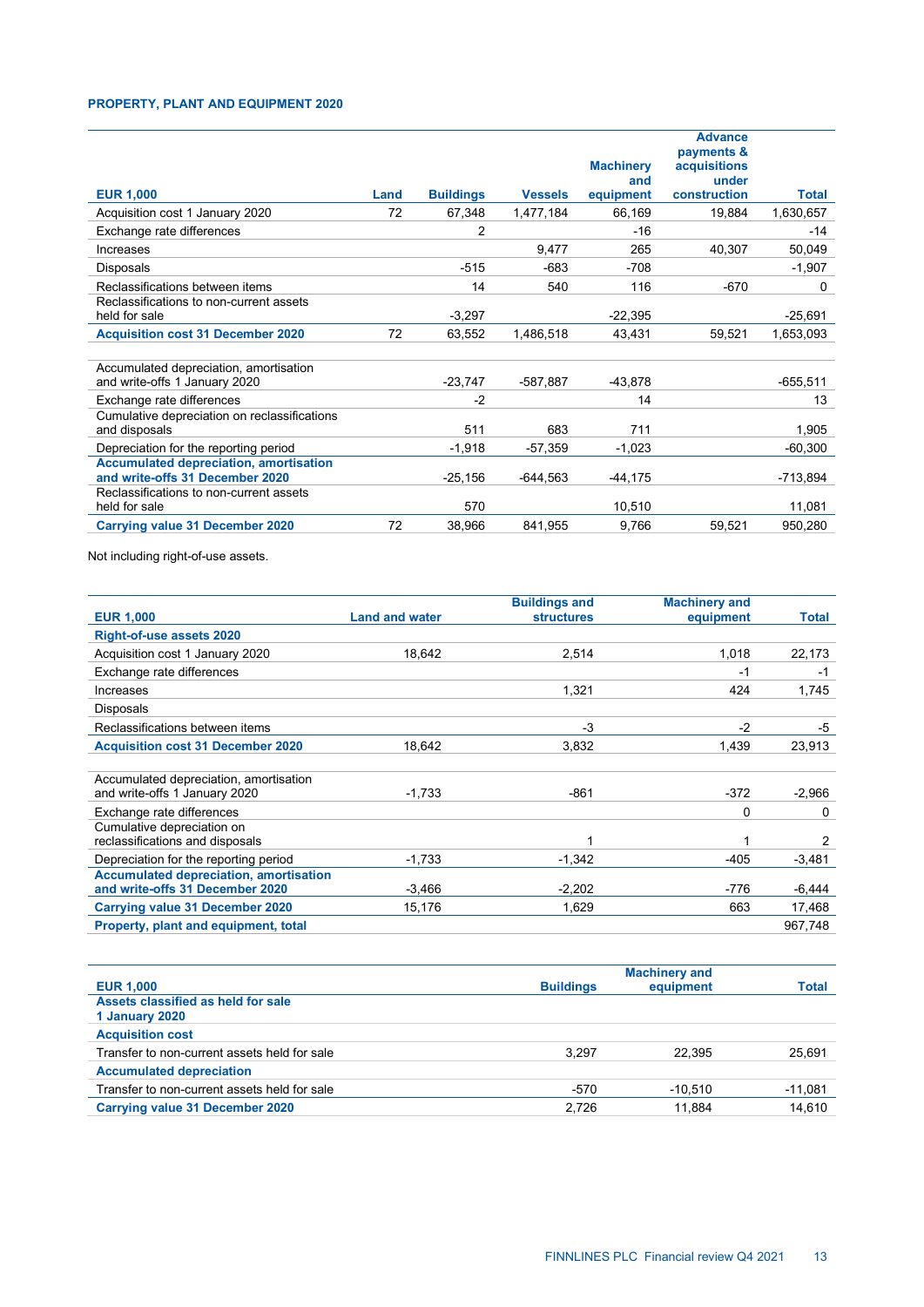**PROPERTY, PLANT AND EQUIPMENT 2020**

| EUR 1,000 | Land | Buildings | Vessels | Machinery and equipment | Advance payments & acquisitions under construction | Total |
|---|---|---|---|---|---|---|
| Acquisition cost 1 January 2020 | 72 | 67,348 | 1,477,184 | 66,169 | 19,884 | 1,630,657 |
| Exchange rate differences | | 2 | | -16 | | -14 |
| Increases | | | 9,477 | 265 | 40,307 | 50,049 |
| Disposals | | -515 | -683 | -708 | | -1,907 |
| Reclassifications between items | | 14 | 540 | 116 | -670 | 0 |
| Reclassifications to non-current assets held for sale | | -3,297 | | -22,395 | | -25,691 |
| **Acquisition cost 31 December 2020** | 72 | 63,552 | 1,486,518 | 43,431 | 59,521 | 1,653,093 |
| | | | | | | |
| Accumulated depreciation, amortisation and write-offs 1 January 2020 | | -23,747 | -587,887 | -43,878 | | -655,511 |
| Exchange rate differences | | -2 | | 14 | | 13 |
| Cumulative depreciation on reclassifications and disposals | | 511 | 683 | 711 | | 1,905 |
| Depreciation for the reporting period | | -1,918 | -57,359 | -1,023 | | -60,300 |
| **Accumulated depreciation, amortisation and write-offs 31 December 2020** | | -25,156 | -644,563 | -44,175 | | -713,894 |
| Reclassifications to non-current assets held for sale | | 570 | | 10,510 | | 11,081 |
| **Carrying value 31 December 2020** | 72 | 38,966 | 841,955 | 9,766 | 59,521 | 950,280 |

Not including right-of-use assets.

| EUR 1,000 | Land and water | Buildings and structures | Machinery and equipment | Total |
|---|---|---|---|---|
| **Right-of-use assets 2020** | | | | |
| Acquisition cost 1 January 2020 | 18,642 | 2,514 | 1,018 | 22,173 |
| Exchange rate differences | | | -1 | -1 |
| Increases | | 1,321 | 424 | 1,745 |
| Disposals | | | | |
| Reclassifications between items | | -3 | -2 | -5 |
| **Acquisition cost 31 December 2020** | 18,642 | 3,832 | 1,439 | 23,913 |
| | | | | |
| Accumulated depreciation, amortisation and write-offs 1 January 2020 | -1,733 | -861 | -372 | -2,966 |
| Exchange rate differences | | | 0 | 0 |
| Cumulative depreciation on reclassifications and disposals | | 1 | 1 | 2 |
| Depreciation for the reporting period | -1,733 | -1,342 | -405 | -3,481 |
| **Accumulated depreciation, amortisation and write-offs 31 December 2020** | -3,466 | -2,202 | -776 | -6,444 |
| **Carrying value 31 December 2020** | 15,176 | 1,629 | 663 | 17,468 |
| **Property, plant and equipment, total** | | | | 967,748 |

| EUR 1,000 | Buildings | Machinery and equipment | Total |
|---|---|---|---|
| **Assets classified as held for sale 1 January 2020** | | | |
| **Acquisition cost** | | | |
| Transfer to non-current assets held for sale | 3,297 | 22,395 | 25,691 |
| **Accumulated depreciation** | | | |
| Transfer to non-current assets held for sale | -570 | -10,510 | -11,081 |
| **Carrying value 31 December 2020** | 2,726 | 11,884 | 14,610 |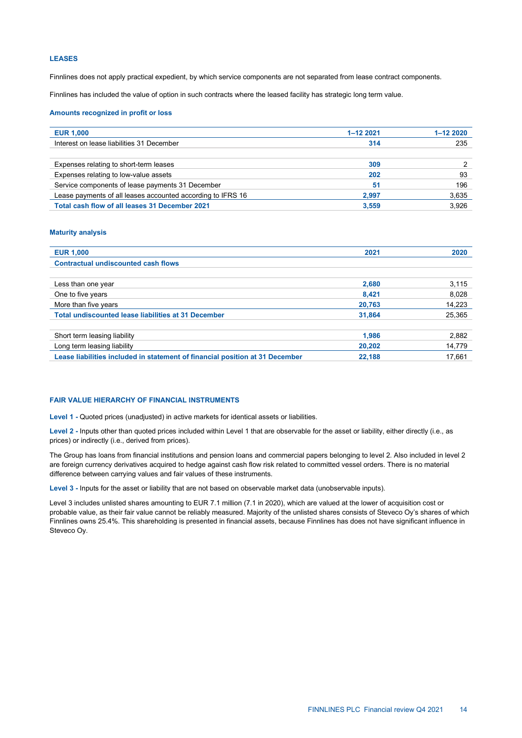### LEASES

Finnlines does not apply practical expedient, by which service components are not separated from lease contract components.

Finnlines has included the value of option in such contracts where the leased facility has strategic long term value.

#### Amounts recognized in profit or loss

| EUR 1,000 | 1–12 2021 | 1–12 2020 |
|---|---|---|
| Interest on lease liabilities 31 December | **314** | 235 |
| | | |
| Expenses relating to short-term leases | **309** | 2 |
| Expenses relating to low-value assets | **202** | 93 |
| Service components of lease payments 31 December | **51** | 196 |
| Lease payments of all leases accounted according to IFRS 16 | **2,997** | 3,635 |
| **Total cash flow of all leases 31 December 2021** | **3,559** | 3,926 |

#### Maturity analysis

| EUR 1,000 | 2021 | 2020 |
|---|---|---|
| **Contractual undiscounted cash flows** | | |
| | | |
| Less than one year | **2,680** | 3,115 |
| One to five years | **8,421** | 8,028 |
| More than five years | **20,763** | 14,223 |
| **Total undiscounted lease liabilities at 31 December** | **31,864** | 25,365 |
| | | |
| Short term leasing liability | **1,986** | 2,882 |
| Long term leasing liability | **20,202** | 14,779 |
| **Lease liabilities included in statement of financial position at 31 December** | **22,188** | 17,661 |

### FAIR VALUE HIERARCHY OF FINANCIAL INSTRUMENTS

**Level 1 -** Quoted prices (unadjusted) in active markets for identical assets or liabilities.

**Level 2 -** Inputs other than quoted prices included within Level 1 that are observable for the asset or liability, either directly (i.e., as prices) or indirectly (i.e., derived from prices).

The Group has loans from financial institutions and pension loans and commercial papers belonging to level 2. Also included in level 2 are foreign currency derivatives acquired to hedge against cash flow risk related to committed vessel orders. There is no material difference between carrying values and fair values of these instruments.

**Level 3 -** Inputs for the asset or liability that are not based on observable market data (unobservable inputs).

Level 3 includes unlisted shares amounting to EUR 7.1 million (7.1 in 2020), which are valued at the lower of acquisition cost or probable value, as their fair value cannot be reliably measured. Majority of the unlisted shares consists of Steveco Oy's shares of which Finnlines owns 25.4%. This shareholding is presented in financial assets, because Finnlines has does not have significant influence in Steveco Oy.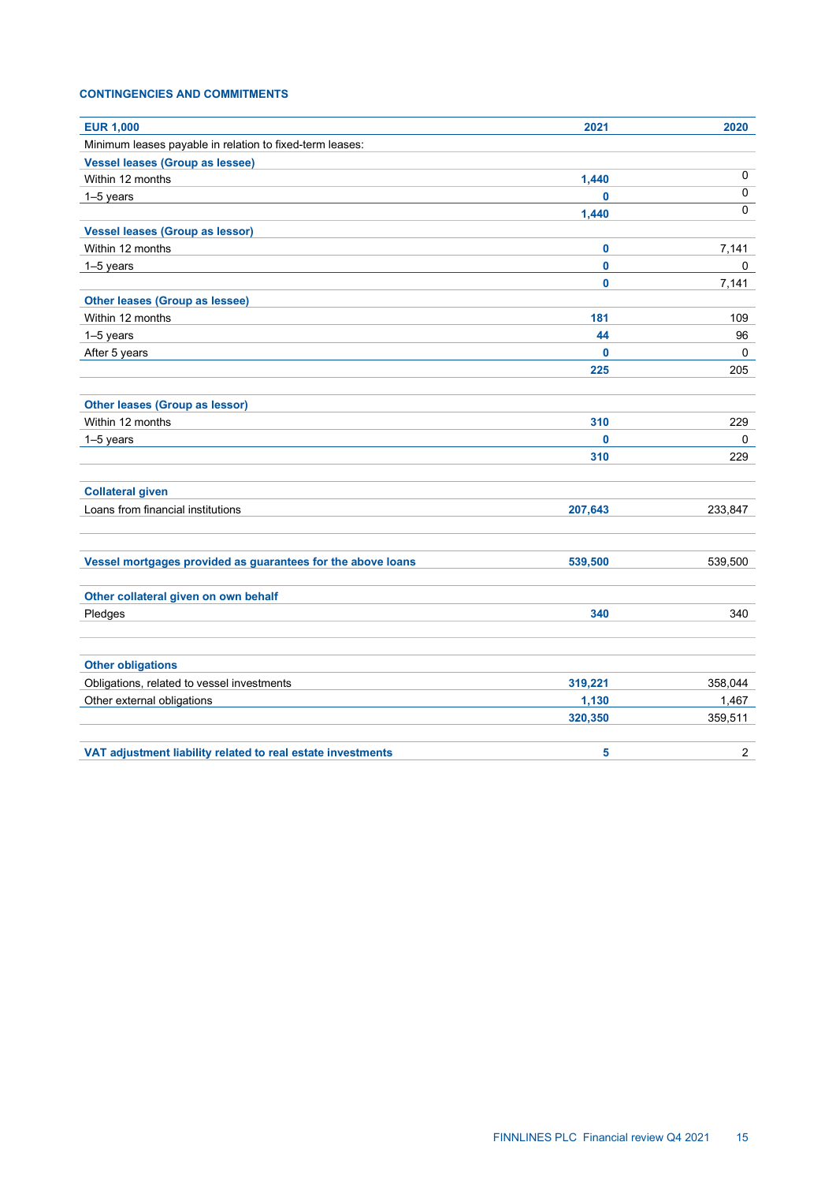#### CONTINGENCIES AND COMMITMENTS

| EUR 1,000 | 2021 | 2020 |
|---|---|---|
| Minimum leases payable in relation to fixed-term leases: | | |
| **Vessel leases (Group as lessee)** | | |
| Within 12 months | **1,440** | 0 |
| 1–5 years | **0** | 0 |
| | **1,440** | 0 |
| **Vessel leases (Group as lessor)** | | |
| Within 12 months | **0** | 7,141 |
| 1–5 years | **0** | 0 |
| | **0** | 7,141 |
| **Other leases (Group as lessee)** | | |
| Within 12 months | **181** | 109 |
| 1–5 years | **44** | 96 |
| After 5 years | **0** | 0 |
| | **225** | 205 |
| | | |
| **Other leases (Group as lessor)** | | |
| Within 12 months | **310** | 229 |
| 1–5 years | **0** | 0 |
| | **310** | 229 |
| | | |
| **Collateral given** | | |
| Loans from financial institutions | **207,643** | 233,847 |
| | | |
| **Vessel mortgages provided as guarantees for the above loans** | **539,500** | 539,500 |
| | | |
| **Other collateral given on own behalf** | | |
| Pledges | **340** | 340 |
| | | |
| **Other obligations** | | |
| Obligations, related to vessel investments | **319,221** | 358,044 |
| Other external obligations | **1,130** | 1,467 |
| | **320,350** | 359,511 |
| | | |
| **VAT adjustment liability related to real estate investments** | **5** | 2 |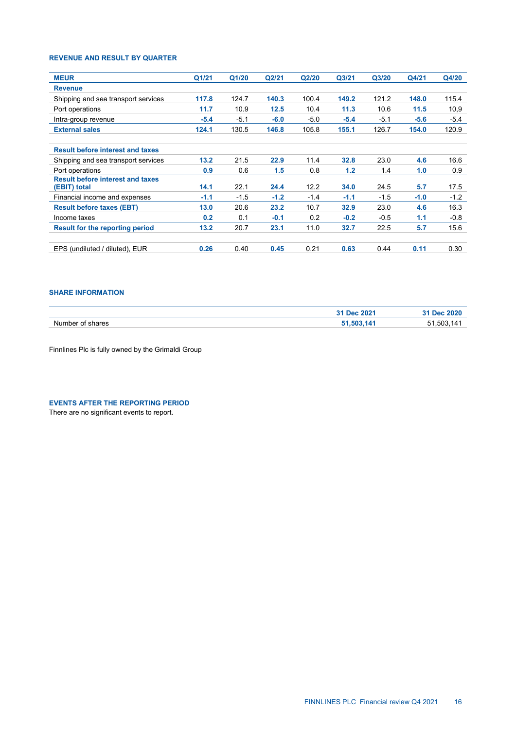## REVENUE AND RESULT BY QUARTER

| MEUR | Q1/21 | Q1/20 | Q2/21 | Q2/20 | Q3/21 | Q3/20 | Q4/21 | Q4/20 |
|---|---|---|---|---|---|---|---|---|
| **Revenue** | | | | | | | | |
| Shipping and sea transport services | **117.8** | 124.7 | **140.3** | 100.4 | **149.2** | 121.2 | **148.0** | 115.4 |
| Port operations | **11.7** | 10.9 | **12.5** | 10.4 | **11.3** | 10.6 | **11.5** | 10,9 |
| Intra-group revenue | **-5.4** | -5.1 | **-6.0** | -5.0 | **-5.4** | -5.1 | **-5.6** | -5.4 |
| **External sales** | **124.1** | 130.5 | **146.8** | 105.8 | **155.1** | 126.7 | **154.0** | 120.9 |
| | | | | | | | | |
| **Result before interest and taxes** | | | | | | | | |
| Shipping and sea transport services | **13.2** | 21.5 | **22.9** | 11.4 | **32.8** | 23.0 | **4.6** | 16.6 |
| Port operations | **0.9** | 0.6 | **1.5** | 0.8 | **1.2** | 1.4 | **1.0** | 0.9 |
| **Result before interest and taxes (EBIT) total** | **14.1** | 22.1 | **24.4** | 12.2 | **34.0** | 24.5 | **5.7** | 17.5 |
| Financial income and expenses | **-1.1** | -1.5 | **-1.2** | -1.4 | **-1.1** | -1.5 | **-1.0** | -1.2 |
| **Result before taxes (EBT)** | **13.0** | 20.6 | **23.2** | 10.7 | **32.9** | 23.0 | **4.6** | 16.3 |
| Income taxes | **0.2** | 0.1 | **-0.1** | 0.2 | **-0.2** | -0.5 | **1.1** | -0.8 |
| **Result for the reporting period** | **13.2** | 20.7 | **23.1** | 11.0 | **32.7** | 22.5 | **5.7** | 15.6 |
| | | | | | | | | |
| EPS (undiluted / diluted), EUR | **0.26** | 0.40 | **0.45** | 0.21 | **0.63** | 0.44 | **0.11** | 0.30 |

## SHARE INFORMATION

| | 31 Dec 2021 | 31 Dec 2020 |
|---|---|---|
| Number of shares | **51,503,141** | 51,503,141 |

Finnlines Plc is fully owned by the Grimaldi Group

## EVENTS AFTER THE REPORTING PERIOD

There are no significant events to report.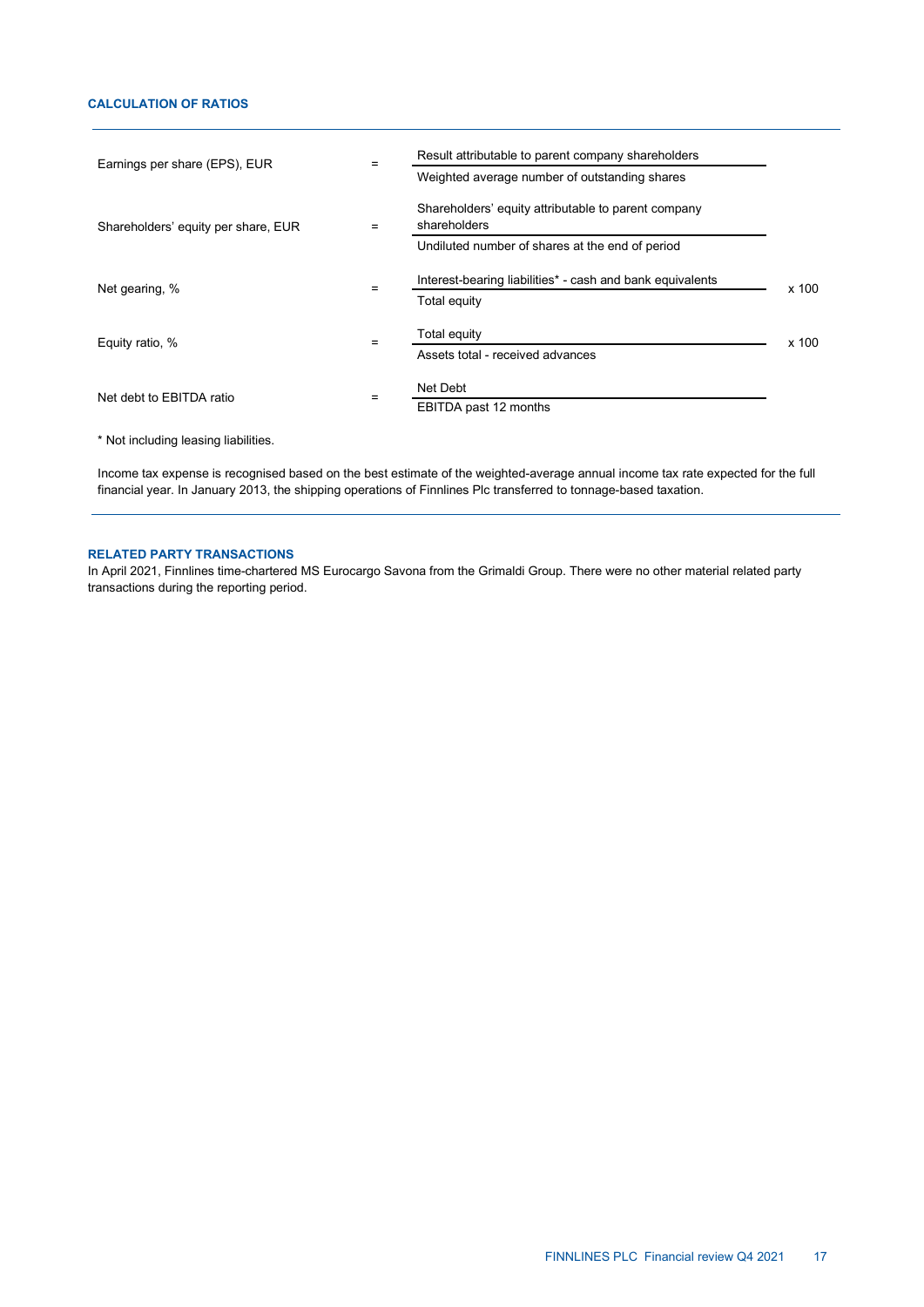#### CALCULATION OF RATIOS

$$\text{Earnings per share (EPS), EUR} = \frac{\text{Result attributable to parent company shareholders}}{\text{Weighted average number of outstanding shares}}$$

$$\text{Shareholders' equity per share, EUR} = \frac{\text{Shareholders' equity attributable to parent company shareholders}}{\text{Undiluted number of shares at the end of period}}$$

$$\text{Net gearing, \%} = \frac{\text{Interest-bearing liabilities* - cash and bank equivalents}}{\text{Total equity}} \times 100$$

$$\text{Equity ratio, \%} = \frac{\text{Total equity}}{\text{Assets total - received advances}} \times 100$$

$$\text{Net debt to EBITDA ratio} = \frac{\text{Net Debt}}{\text{EBITDA past 12 months}}$$

* Not including leasing liabilities.

Income tax expense is recognised based on the best estimate of the weighted-average annual income tax rate expected for the full financial year. In January 2013, the shipping operations of Finnlines Plc transferred to tonnage-based taxation.

#### RELATED PARTY TRANSACTIONS

In April 2021, Finnlines time-chartered MS Eurocargo Savona from the Grimaldi Group. There were no other material related party transactions during the reporting period.